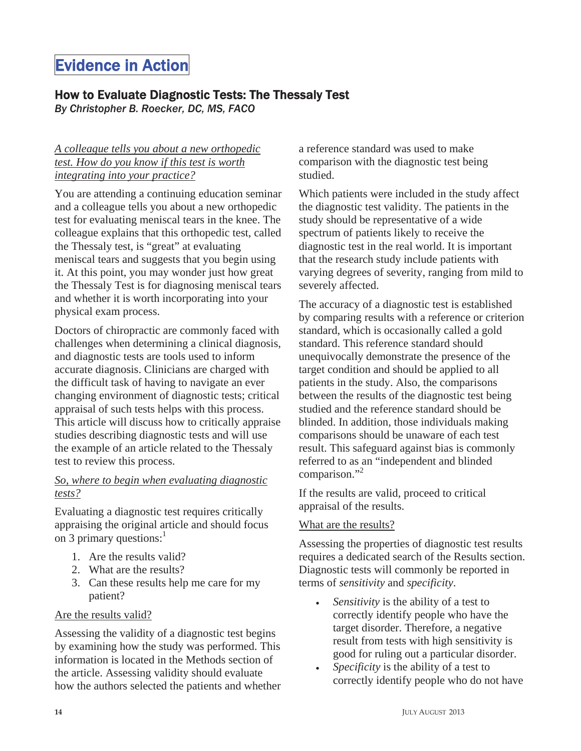# Evidence in Action

## How to Evaluate Diagnostic Tests: The Thessaly Test

*By Christopher B. Roecker, DC, MS, FACO*

*A colleague tells you about a new orthopedic test. How do you know if this test is worth integrating into your practice?*

You are attending a continuing education seminar and a colleague tells you about a new orthopedic test for evaluating meniscal tears in the knee. The colleague explains that this orthopedic test, called the Thessaly test, is "great" at evaluating meniscal tears and suggests that you begin using it. At this point, you may wonder just how great the Thessaly Test is for diagnosing meniscal tears and whether it is worth incorporating into your physical exam process.

Doctors of chiropractic are commonly faced with challenges when determining a clinical diagnosis, and diagnostic tests are tools used to inform accurate diagnosis. Clinicians are charged with the difficult task of having to navigate an ever changing environment of diagnostic tests; critical appraisal of such tests helps with this process. This article will discuss how to critically appraise studies describing diagnostic tests and will use the example of an article related to the Thessaly test to review this process.

*So, where to begin when evaluating diagnostic tests?*

Evaluating a diagnostic test requires critically appraising the original article and should focus on 3 primary questions:[1]

1. Are the results valid?
2. What are the results?
3. Can these results help me care for my patient?

### Are the results valid?

Assessing the validity of a diagnostic test begins by examining how the study was performed. This information is located in the Methods section of the article. Assessing validity should evaluate how the authors selected the patients and whether a reference standard was used to make comparison with the diagnostic test being studied.

Which patients were included in the study affect the diagnostic test validity. The patients in the study should be representative of a wide spectrum of patients likely to receive the diagnostic test in the real world. It is important that the research study include patients with varying degrees of severity, ranging from mild to severely affected.

The accuracy of a diagnostic test is established by comparing results with a reference or criterion standard, which is occasionally called a gold standard. This reference standard should unequivocally demonstrate the presence of the target condition and should be applied to all patients in the study. Also, the comparisons between the results of the diagnostic test being studied and the reference standard should be blinded. In addition, those individuals making comparisons should be unaware of each test result. This safeguard against bias is commonly referred to as an "independent and blinded comparison."[2]

If the results are valid, proceed to critical appraisal of the results.

### What are the results?

Assessing the properties of diagnostic test results requires a dedicated search of the Results section. Diagnostic tests will commonly be reported in terms of *sensitivity* and *specificity*.

- *Sensitivity* is the ability of a test to correctly identify people who have the target disorder. Therefore, a negative result from tests with high sensitivity is good for ruling out a particular disorder.
- *Specificity* is the ability of a test to correctly identify people who do not have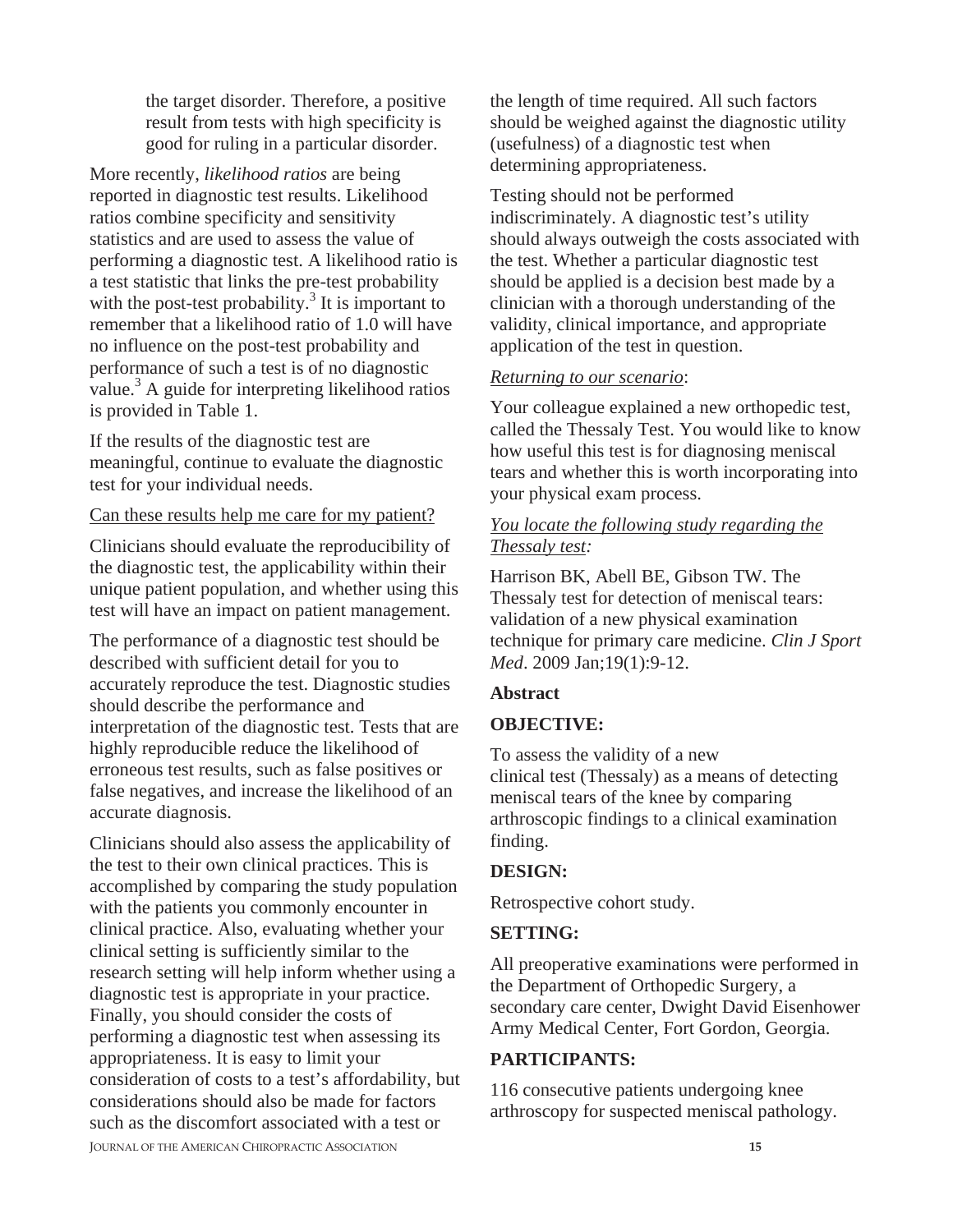the target disorder. Therefore, a positive result from tests with high specificity is good for ruling in a particular disorder.

More recently, *likelihood ratios* are being reported in diagnostic test results. Likelihood ratios combine specificity and sensitivity statistics and are used to assess the value of performing a diagnostic test. A likelihood ratio is a test statistic that links the pre-test probability with the post-test probability.[3] It is important to remember that a likelihood ratio of 1.0 will have no influence on the post-test probability and performance of such a test is of no diagnostic value.[3] A guide for interpreting likelihood ratios is provided in Table 1.

If the results of the diagnostic test are meaningful, continue to evaluate the diagnostic test for your individual needs.

Can these results help me care for my patient?

Clinicians should evaluate the reproducibility of the diagnostic test, the applicability within their unique patient population, and whether using this test will have an impact on patient management.

The performance of a diagnostic test should be described with sufficient detail for you to accurately reproduce the test. Diagnostic studies should describe the performance and interpretation of the diagnostic test. Tests that are highly reproducible reduce the likelihood of erroneous test results, such as false positives or false negatives, and increase the likelihood of an accurate diagnosis.

Clinicians should also assess the applicability of the test to their own clinical practices. This is accomplished by comparing the study population with the patients you commonly encounter in clinical practice. Also, evaluating whether your clinical setting is sufficiently similar to the research setting will help inform whether using a diagnostic test is appropriate in your practice. Finally, you should consider the costs of performing a diagnostic test when assessing its appropriateness. It is easy to limit your consideration of costs to a test's affordability, but considerations should also be made for factors such as the discomfort associated with a test or the length of time required. All such factors should be weighed against the diagnostic utility (usefulness) of a diagnostic test when determining appropriateness.

Testing should not be performed indiscriminately. A diagnostic test's utility should always outweigh the costs associated with the test. Whether a particular diagnostic test should be applied is a decision best made by a clinician with a thorough understanding of the validity, clinical importance, and appropriate application of the test in question.

*Returning to our scenario*:

Your colleague explained a new orthopedic test, called the Thessaly Test. You would like to know how useful this test is for diagnosing meniscal tears and whether this is worth incorporating into your physical exam process.

*You locate the following study regarding the Thessaly test:*

Harrison BK, Abell BE, Gibson TW. The Thessaly test for detection of meniscal tears: validation of a new physical examination technique for primary care medicine. *Clin J Sport Med*. 2009 Jan;19(1):9-12.

**Abstract**

**OBJECTIVE:**

To assess the validity of a new clinical test (Thessaly) as a means of detecting meniscal tears of the knee by comparing arthroscopic findings to a clinical examination finding.

**DESIGN:**

Retrospective cohort study.

**SETTING:**

All preoperative examinations were performed in the Department of Orthopedic Surgery, a secondary care center, Dwight David Eisenhower Army Medical Center, Fort Gordon, Georgia.

**PARTICIPANTS:**

116 consecutive patients undergoing knee arthroscopy for suspected meniscal pathology.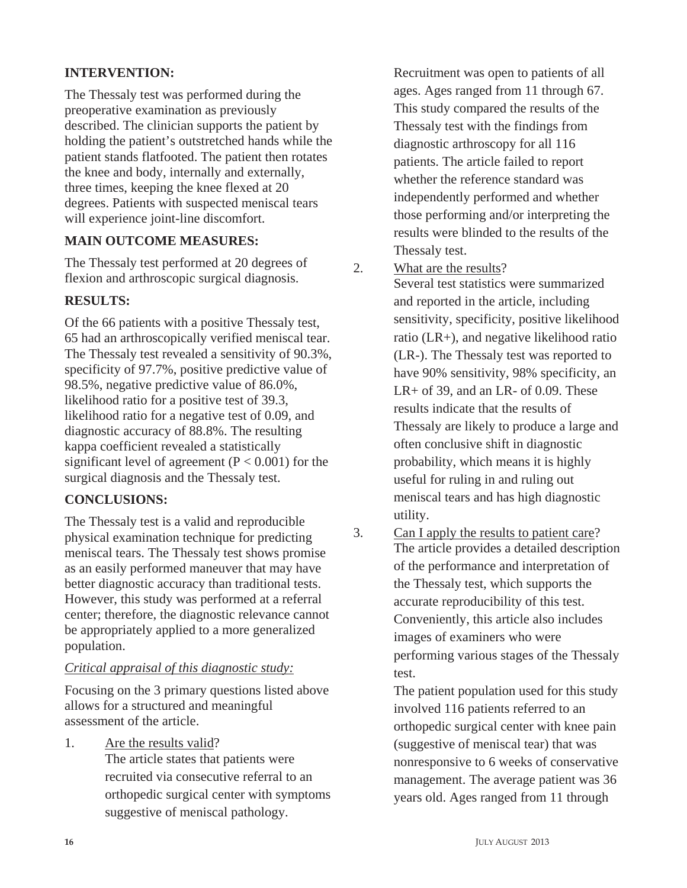**INTERVENTION:**

The Thessaly test was performed during the preoperative examination as previously described. The clinician supports the patient by holding the patient's outstretched hands while the patient stands flatfooted. The patient then rotates the knee and body, internally and externally, three times, keeping the knee flexed at 20 degrees. Patients with suspected meniscal tears will experience joint-line discomfort.

**MAIN OUTCOME MEASURES:**

The Thessaly test performed at 20 degrees of flexion and arthroscopic surgical diagnosis.

**RESULTS:**

Of the 66 patients with a positive Thessaly test, 65 had an arthroscopically verified meniscal tear. The Thessaly test revealed a sensitivity of 90.3%, specificity of 97.7%, positive predictive value of 98.5%, negative predictive value of 86.0%, likelihood ratio for a positive test of 39.3, likelihood ratio for a negative test of 0.09, and diagnostic accuracy of 88.8%. The resulting kappa coefficient revealed a statistically significant level of agreement ($P < 0.001$) for the surgical diagnosis and the Thessaly test.

**CONCLUSIONS:**

The Thessaly test is a valid and reproducible physical examination technique for predicting meniscal tears. The Thessaly test shows promise as an easily performed maneuver that may have better diagnostic accuracy than traditional tests. However, this study was performed at a referral center; therefore, the diagnostic relevance cannot be appropriately applied to a more generalized population.

*Critical appraisal of this diagnostic study:*

Focusing on the 3 primary questions listed above allows for a structured and meaningful assessment of the article.

1. Are the results valid?
   The article states that patients were recruited via consecutive referral to an orthopedic surgical center with symptoms suggestive of meniscal pathology. Recruitment was open to patients of all ages. Ages ranged from 11 through 67. This study compared the results of the Thessaly test with the findings from diagnostic arthroscopy for all 116 patients. The article failed to report whether the reference standard was independently performed and whether those performing and/or interpreting the results were blinded to the results of the Thessaly test.

2. What are the results?
   Several test statistics were summarized and reported in the article, including sensitivity, specificity, positive likelihood ratio (LR+), and negative likelihood ratio (LR-). The Thessaly test was reported to have 90% sensitivity, 98% specificity, an LR+ of 39, and an LR- of 0.09. These results indicate that the results of Thessaly are likely to produce a large and often conclusive shift in diagnostic probability, which means it is highly useful for ruling in and ruling out meniscal tears and has high diagnostic utility.

3. Can I apply the results to patient care?
   The article provides a detailed description of the performance and interpretation of the Thessaly test, which supports the accurate reproducibility of this test. Conveniently, this article also includes images of examiners who were performing various stages of the Thessaly test.

   The patient population used for this study involved 116 patients referred to an orthopedic surgical center with knee pain (suggestive of meniscal tear) that was nonresponsive to 6 weeks of conservative management. The average patient was 36 years old. Ages ranged from 11 through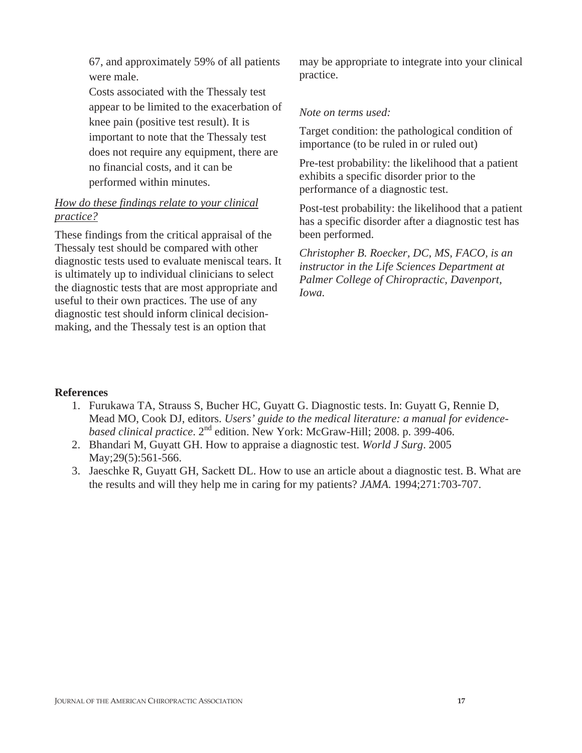67, and approximately 59% of all patients were male.

Costs associated with the Thessaly test appear to be limited to the exacerbation of knee pain (positive test result). It is important to note that the Thessaly test does not require any equipment, there are no financial costs, and it can be performed within minutes.

*How do these findings relate to your clinical practice?*

These findings from the critical appraisal of the Thessaly test should be compared with other diagnostic tests used to evaluate meniscal tears. It is ultimately up to individual clinicians to select the diagnostic tests that are most appropriate and useful to their own practices. The use of any diagnostic test should inform clinical decision-making, and the Thessaly test is an option that may be appropriate to integrate into your clinical practice.

*Note on terms used:*

Target condition: the pathological condition of importance (to be ruled in or ruled out)

Pre-test probability: the likelihood that a patient exhibits a specific disorder prior to the performance of a diagnostic test.

Post-test probability: the likelihood that a patient has a specific disorder after a diagnostic test has been performed.

*Christopher B. Roecker, DC, MS, FACO, is an instructor in the Life Sciences Department at Palmer College of Chiropractic, Davenport, Iowa.*

**References**

1. Furukawa TA, Strauss S, Bucher HC, Guyatt G. Diagnostic tests. In: Guyatt G, Rennie D, Mead MO, Cook DJ, editors. *Users' guide to the medical literature: a manual for evidence-based clinical practice*. 2nd edition. New York: McGraw-Hill; 2008. p. 399-406.
2. Bhandari M, Guyatt GH. How to appraise a diagnostic test. *World J Surg*. 2005 May;29(5):561-566.
3. Jaeschke R, Guyatt GH, Sackett DL. How to use an article about a diagnostic test. B. What are the results and will they help me in caring for my patients? *JAMA.* 1994;271:703-707.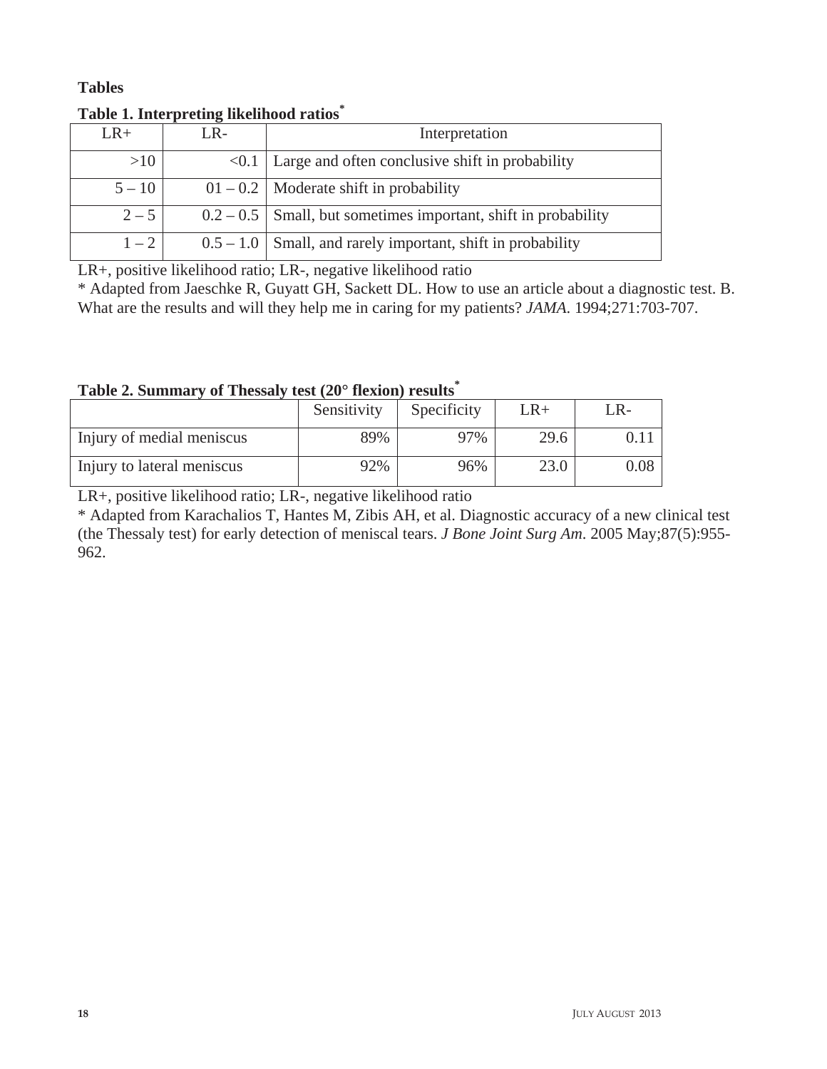**Tables**

**Table 1. Interpreting likelihood ratios***

| LR+ | LR- | Interpretation |
|---|---|---|
| >10 | <0.1 | Large and often conclusive shift in probability |
| 5 – 10 | 01 – 0.2 | Moderate shift in probability |
| 2 – 5 | 0.2 – 0.5 | Small, but sometimes important, shift in probability |
| 1 – 2 | 0.5 – 1.0 | Small, and rarely important, shift in probability |

LR+, positive likelihood ratio; LR-, negative likelihood ratio

* Adapted from Jaeschke R, Guyatt GH, Sackett DL. How to use an article about a diagnostic test. B. What are the results and will they help me in caring for my patients? *JAMA.* 1994;271:703-707.

**Table 2. Summary of Thessaly test (20° flexion) results***

| | Sensitivity | Specificity | LR+ | LR- |
|---|---|---|---|---|
| Injury of medial meniscus | 89% | 97% | 29.6 | 0.11 |
| Injury to lateral meniscus | 92% | 96% | 23.0 | 0.08 |

LR+, positive likelihood ratio; LR-, negative likelihood ratio

* Adapted from Karachalios T, Hantes M, Zibis AH, et al. Diagnostic accuracy of a new clinical test (the Thessaly test) for early detection of meniscal tears. *J Bone Joint Surg Am.* 2005 May;87(5):955-962.